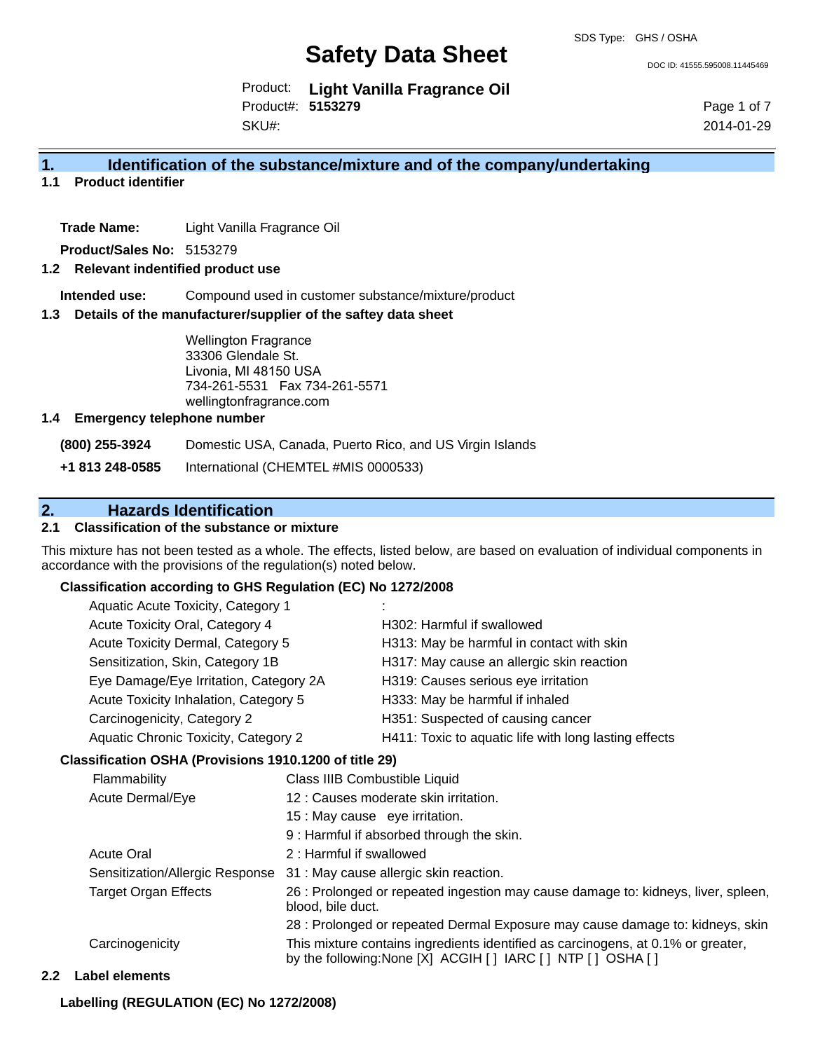# Safety Data Sheet

SDS Type: GHS / OSHA

DOC ID: 41555.595008.11445469

Product: **Light Vanilla Fragrance Oil**
Product#: **5153279**
SKU#:

2014-01-29

## 1. Identification of the substance/mixture and of the company/undertaking

### 1.1 Product identifier

**Trade Name:** Light Vanilla Fragrance Oil

**Product/Sales No:** 5153279

### 1.2 Relevant indentified product use

**Intended use:** Compound used in customer substance/mixture/product

### 1.3 Details of the manufacturer/supplier of the saftey data sheet

Wellington Fragrance
33306 Glendale St.
Livonia, MI 48150 USA
734-261-5531 Fax 734-261-5571
wellingtonfragrance.com

### 1.4 Emergency telephone number

**(800) 255-3924** Domestic USA, Canada, Puerto Rico, and US Virgin Islands

**+1 813 248-0585** International (CHEMTEL #MIS 0000533)

## 2. Hazards Identification

### 2.1 Classification of the substance or mixture

This mixture has not been tested as a whole. The effects, listed below, are based on evaluation of individual components in accordance with the provisions of the regulation(s) noted below.

**Classification according to GHS Regulation (EC) No 1272/2008**

| Classification | Hazard Statement |
|---|---|
| Aquatic Acute Toxicity, Category 1 | : |
| Acute Toxicity Oral, Category 4 | H302: Harmful if swallowed |
| Acute Toxicity Dermal, Category 5 | H313: May be harmful in contact with skin |
| Sensitization, Skin, Category 1B | H317: May cause an allergic skin reaction |
| Eye Damage/Eye Irritation, Category 2A | H319: Causes serious eye irritation |
| Acute Toxicity Inhalation, Category 5 | H333: May be harmful if inhaled |
| Carcinogenicity, Category 2 | H351: Suspected of causing cancer |
| Aquatic Chronic Toxicity, Category 2 | H411: Toxic to aquatic life with long lasting effects |

**Classification OSHA (Provisions 1910.1200 of title 29)**

| Category | Classification |
|---|---|
| Flammability | Class IIIB Combustible Liquid |
| Acute Dermal/Eye | 12 : Causes moderate skin irritation. |
| | 15 : May cause eye irritation. |
| | 9 : Harmful if absorbed through the skin. |
| Acute Oral | 2 : Harmful if swallowed |
| Sensitization/Allergic Response | 31 : May cause allergic skin reaction. |
| Target Organ Effects | 26 : Prolonged or repeated ingestion may cause damage to: kidneys, liver, spleen, blood, bile duct. |
| | 28 : Prolonged or repeated Dermal Exposure may cause damage to: kidneys, skin |
| Carcinogenicity | This mixture contains ingredients identified as carcinogens, at 0.1% or greater, by the following:None [X] ACGIH [ ] IARC [ ] NTP [ ] OSHA [ ] |

### 2.2 Label elements

**Labelling (REGULATION (EC) No 1272/2008)**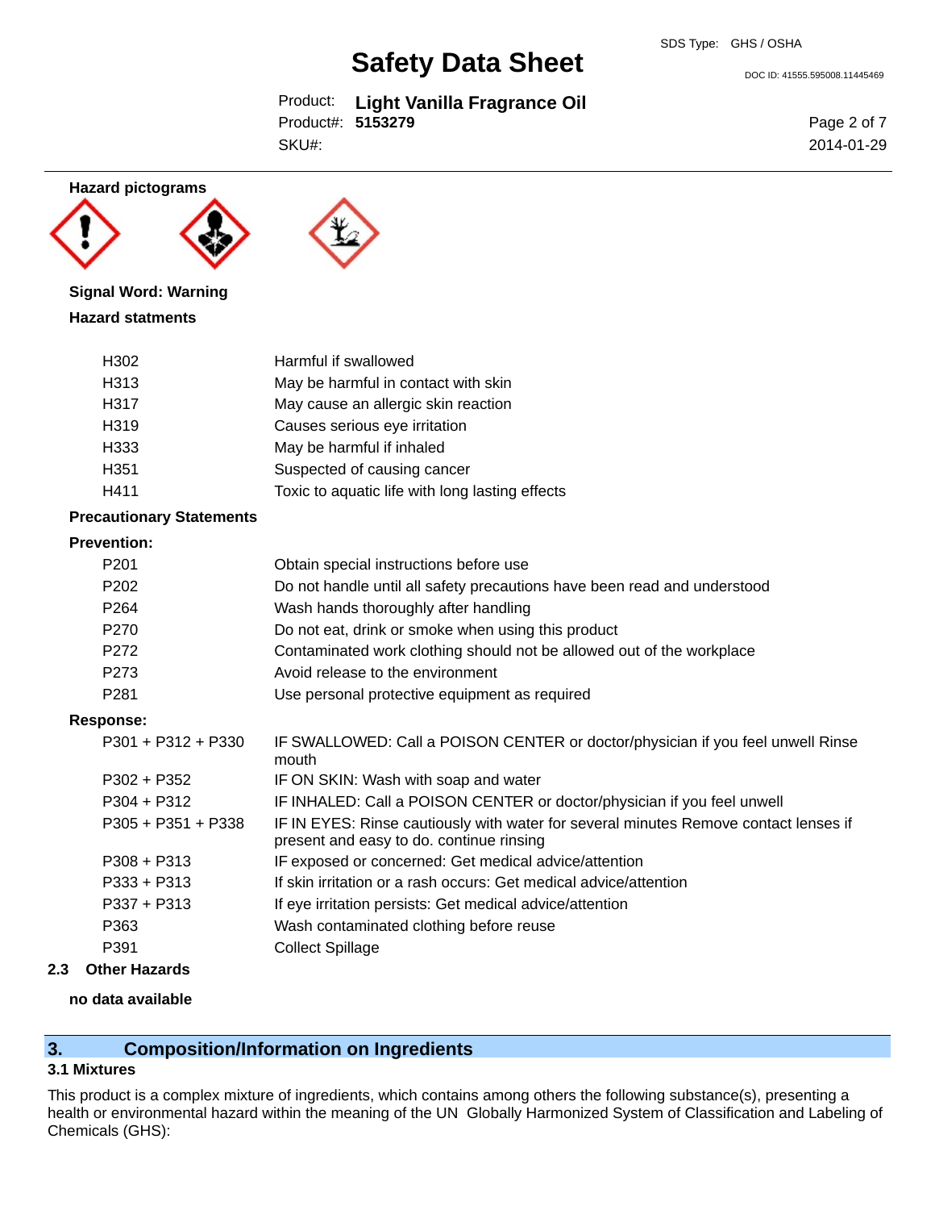**Hazard pictograms**

**Signal Word: Warning**

**Hazard statments**

| | |
|---|---|
| H302 | Harmful if swallowed |
| H313 | May be harmful in contact with skin |
| H317 | May cause an allergic skin reaction |
| H319 | Causes serious eye irritation |
| H333 | May be harmful if inhaled |
| H351 | Suspected of causing cancer |
| H411 | Toxic to aquatic life with long lasting effects |

**Precautionary Statements**

**Prevention:**

| | |
|---|---|
| P201 | Obtain special instructions before use |
| P202 | Do not handle until all safety precautions have been read and understood |
| P264 | Wash hands thoroughly after handling |
| P270 | Do not eat, drink or smoke when using this product |
| P272 | Contaminated work clothing should not be allowed out of the workplace |
| P273 | Avoid release to the environment |
| P281 | Use personal protective equipment as required |

**Response:**

| | |
|---|---|
| P301 + P312 + P330 | IF SWALLOWED: Call a POISON CENTER or doctor/physician if you feel unwell Rinse mouth |
| P302 + P352 | IF ON SKIN: Wash with soap and water |
| P304 + P312 | IF INHALED: Call a POISON CENTER or doctor/physician if you feel unwell |
| P305 + P351 + P338 | IF IN EYES: Rinse cautiously with water for several minutes Remove contact lenses if present and easy to do. continue rinsing |
| P308 + P313 | IF exposed or concerned: Get medical advice/attention |
| P333 + P313 | If skin irritation or a rash occurs: Get medical advice/attention |
| P337 + P313 | If eye irritation persists: Get medical advice/attention |
| P363 | Wash contaminated clothing before reuse |
| P391 | Collect Spillage |

### 2.3 Other Hazards

**no data available**

## 3. Composition/Information on Ingredients

### 3.1 Mixtures

This product is a complex mixture of ingredients, which contains among others the following substance(s), presenting a health or environmental hazard within the meaning of the UN Globally Harmonized System of Classification and Labeling of Chemicals (GHS):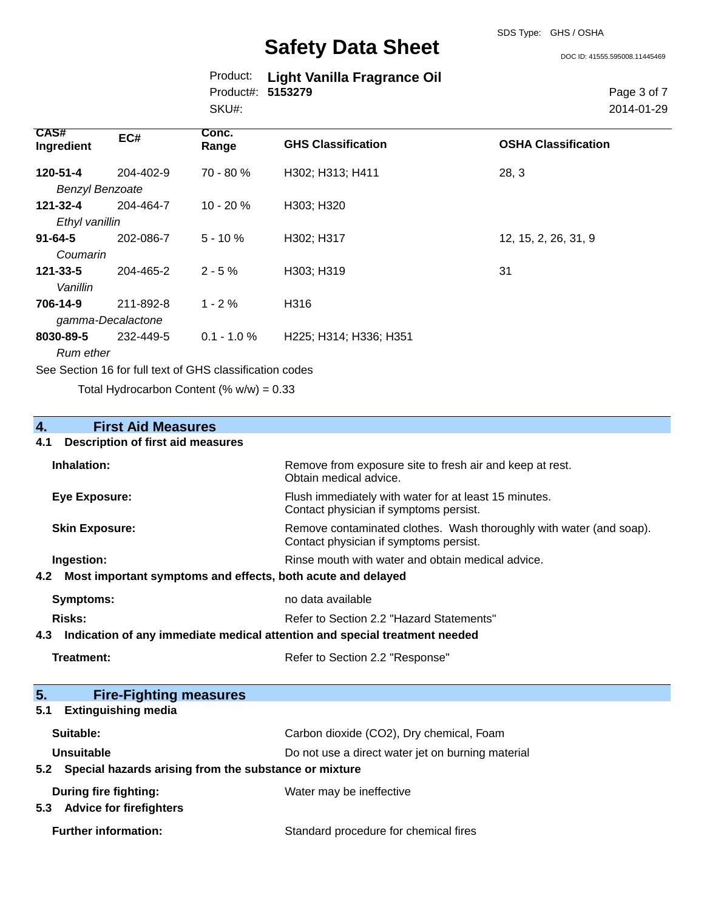| CAS# Ingredient | EC# | Conc. Range | GHS Classification | OSHA Classification |
|---|---|---|---|---|
| **120-51-4** *Benzyl Benzoate* | 204-402-9 | 70 - 80 % | H302; H313; H411 | 28, 3 |
| **121-32-4** *Ethyl vanillin* | 204-464-7 | 10 - 20 % | H303; H320 | |
| **91-64-5** *Coumarin* | 202-086-7 | 5 - 10 % | H302; H317 | 12, 15, 2, 26, 31, 9 |
| **121-33-5** *Vanillin* | 204-465-2 | 2 - 5 % | H303; H319 | 31 |
| **706-14-9** *gamma-Decalactone* | 211-892-8 | 1 - 2 % | H316 | |
| **8030-89-5** *Rum ether* | 232-449-5 | 0.1 - 1.0 % | H225; H314; H336; H351 | |

See Section 16 for full text of GHS classification codes

Total Hydrocarbon Content (% w/w) = 0.33

## 4. First Aid Measures

### 4.1 Description of first aid measures

| | |
|---|---|
| **Inhalation:** | Remove from exposure site to fresh air and keep at rest. Obtain medical advice. |
| **Eye Exposure:** | Flush immediately with water for at least 15 minutes. Contact physician if symptoms persist. |
| **Skin Exposure:** | Remove contaminated clothes. Wash thoroughly with water (and soap). Contact physician if symptoms persist. |
| **Ingestion:** | Rinse mouth with water and obtain medical advice. |

### 4.2 Most important symptoms and effects, both acute and delayed

| | |
|---|---|
| **Symptoms:** | no data available |
| **Risks:** | Refer to Section 2.2 "Hazard Statements" |

### 4.3 Indication of any immediate medical attention and special treatment needed

| | |
|---|---|
| **Treatment:** | Refer to Section 2.2 "Response" |

## 5. Fire-Fighting measures

### 5.1 Extinguishing media

| | |
|---|---|
| **Suitable:** | Carbon dioxide ($CO_2$), Dry chemical, Foam |
| **Unsuitable** | Do not use a direct water jet on burning material |

### 5.2 Special hazards arising from the substance or mixture

| | |
|---|---|
| **During fire fighting:** | Water may be ineffective |

### 5.3 Advice for firefighters

| | |
|---|---|
| **Further information:** | Standard procedure for chemical fires |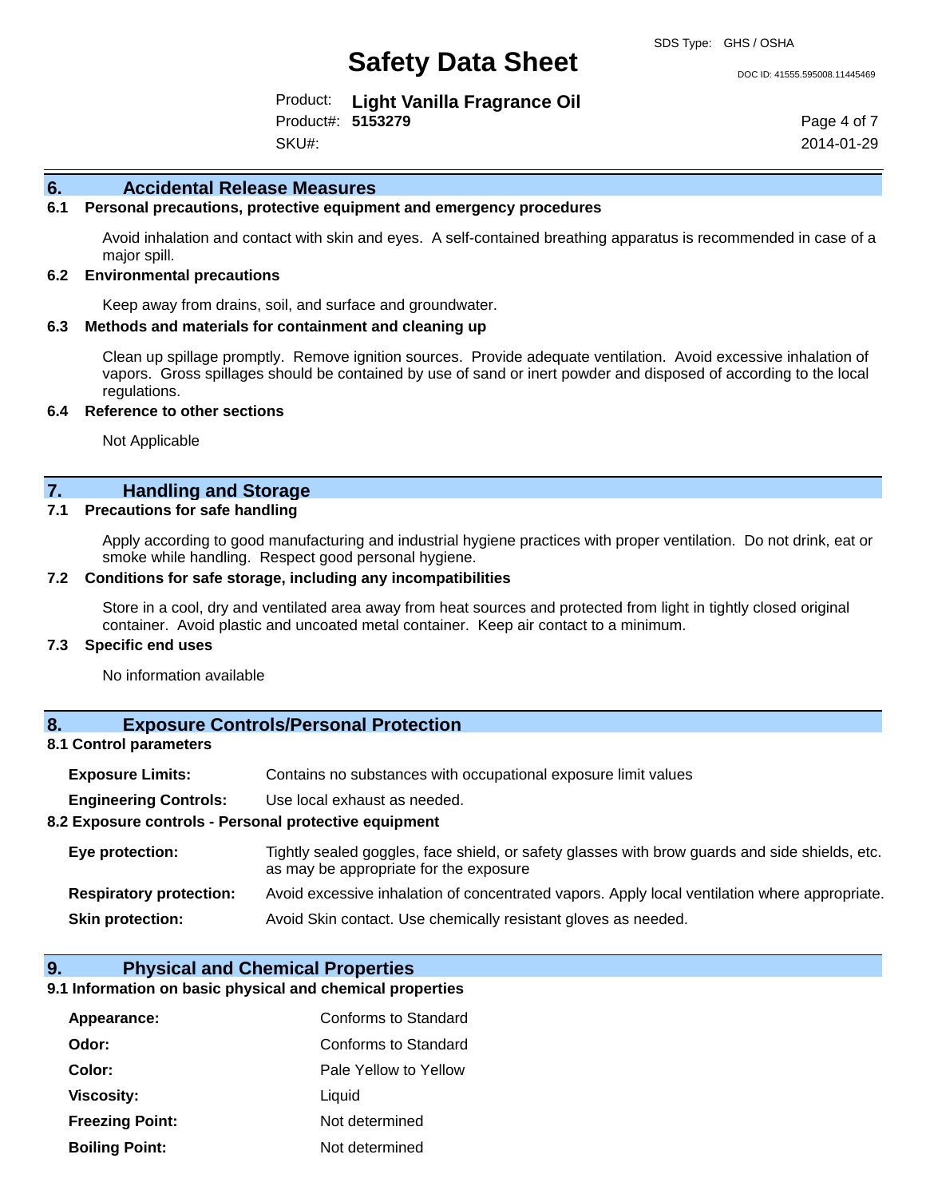## 6. Accidental Release Measures

### 6.1 Personal precautions, protective equipment and emergency procedures

Avoid inhalation and contact with skin and eyes. A self-contained breathing apparatus is recommended in case of a major spill.

### 6.2 Environmental precautions

Keep away from drains, soil, and surface and groundwater.

### 6.3 Methods and materials for containment and cleaning up

Clean up spillage promptly. Remove ignition sources. Provide adequate ventilation. Avoid excessive inhalation of vapors. Gross spillages should be contained by use of sand or inert powder and disposed of according to the local regulations.

### 6.4 Reference to other sections

Not Applicable

## 7. Handling and Storage

### 7.1 Precautions for safe handling

Apply according to good manufacturing and industrial hygiene practices with proper ventilation. Do not drink, eat or smoke while handling. Respect good personal hygiene.

### 7.2 Conditions for safe storage, including any incompatibilities

Store in a cool, dry and ventilated area away from heat sources and protected from light in tightly closed original container. Avoid plastic and uncoated metal container. Keep air contact to a minimum.

### 7.3 Specific end uses

No information available

## 8. Exposure Controls/Personal Protection

### 8.1 Control parameters

**Exposure Limits:** Contains no substances with occupational exposure limit values

**Engineering Controls:** Use local exhaust as needed.

### 8.2 Exposure controls - Personal protective equipment

**Eye protection:** Tightly sealed goggles, face shield, or safety glasses with brow guards and side shields, etc. as may be appropriate for the exposure

**Respiratory protection:** Avoid excessive inhalation of concentrated vapors. Apply local ventilation where appropriate.

**Skin protection:** Avoid Skin contact. Use chemically resistant gloves as needed.

## 9. Physical and Chemical Properties

### 9.1 Information on basic physical and chemical properties

**Appearance:** Conforms to Standard

**Odor:** Conforms to Standard

**Color:** Pale Yellow to Yellow

**Viscosity:** Liquid

**Freezing Point:** Not determined

**Boiling Point:** Not determined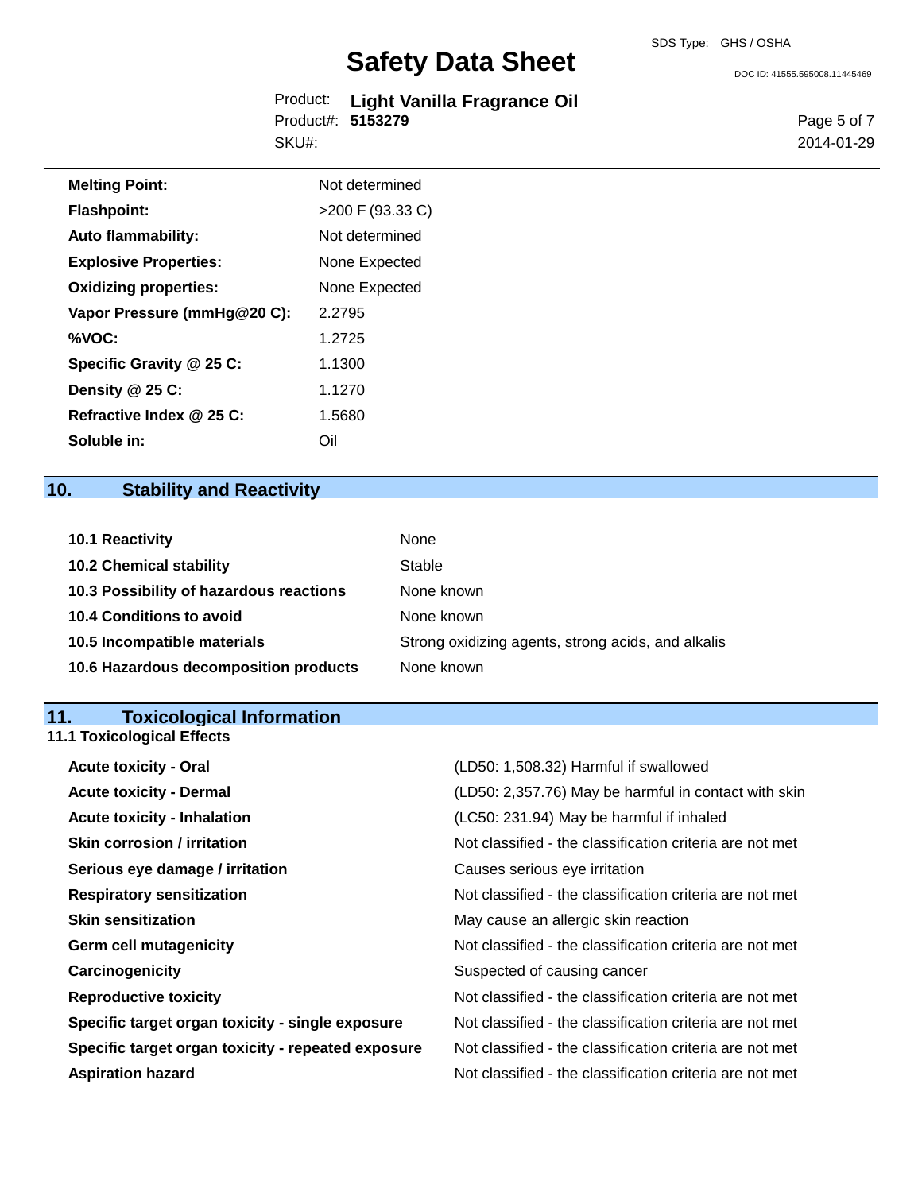| | |
|---|---|
| **Melting Point:** | Not determined |
| **Flashpoint:** | >200 F (93.33 C) |
| **Auto flammability:** | Not determined |
| **Explosive Properties:** | None Expected |
| **Oxidizing properties:** | None Expected |
| **Vapor Pressure (mmHg@20 C):** | 2.2795 |
| **%VOC:** | 1.2725 |
| **Specific Gravity @ 25 C:** | 1.1300 |
| **Density @ 25 C:** | 1.1270 |
| **Refractive Index @ 25 C:** | 1.5680 |
| **Soluble in:** | Oil |

## 10. Stability and Reactivity

| | |
|---|---|
| **10.1 Reactivity** | None |
| **10.2 Chemical stability** | Stable |
| **10.3 Possibility of hazardous reactions** | None known |
| **10.4 Conditions to avoid** | None known |
| **10.5 Incompatible materials** | Strong oxidizing agents, strong acids, and alkalis |
| **10.6 Hazardous decomposition products** | None known |

## 11. Toxicological Information

### 11.1 Toxicological Effects

| | |
|---|---|
| **Acute toxicity - Oral** | (LD50: 1,508.32) Harmful if swallowed |
| **Acute toxicity - Dermal** | (LD50: 2,357.76) May be harmful in contact with skin |
| **Acute toxicity - Inhalation** | (LC50: 231.94) May be harmful if inhaled |
| **Skin corrosion / irritation** | Not classified - the classification criteria are not met |
| **Serious eye damage / irritation** | Causes serious eye irritation |
| **Respiratory sensitization** | Not classified - the classification criteria are not met |
| **Skin sensitization** | May cause an allergic skin reaction |
| **Germ cell mutagenicity** | Not classified - the classification criteria are not met |
| **Carcinogenicity** | Suspected of causing cancer |
| **Reproductive toxicity** | Not classified - the classification criteria are not met |
| **Specific target organ toxicity - single exposure** | Not classified - the classification criteria are not met |
| **Specific target organ toxicity - repeated exposure** | Not classified - the classification criteria are not met |
| **Aspiration hazard** | Not classified - the classification criteria are not met |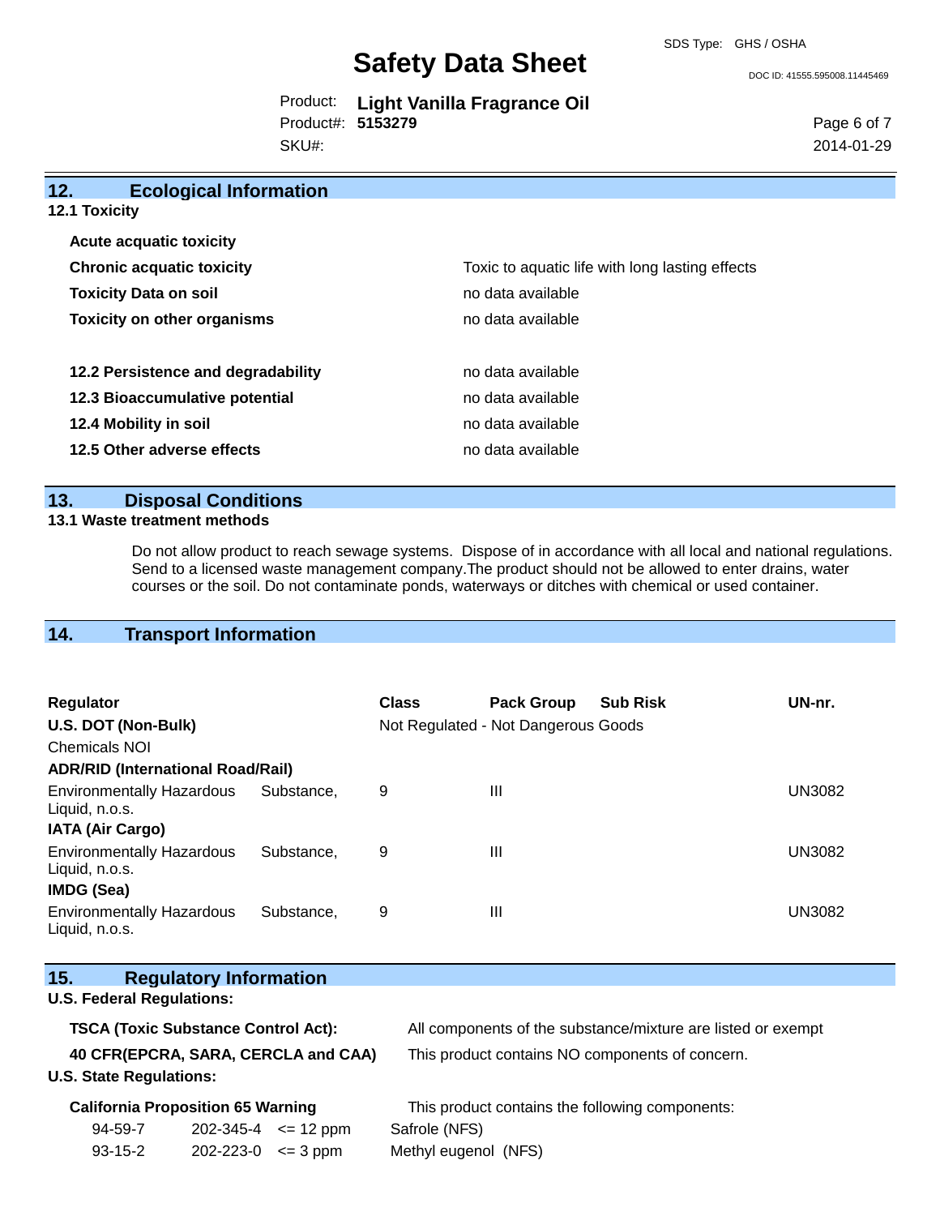## 12. Ecological Information

**12.1 Toxicity**

| | |
|---|---|
| **Acute acquatic toxicity** | |
| **Chronic acquatic toxicity** | Toxic to aquatic life with long lasting effects |
| **Toxicity Data on soil** | no data available |
| **Toxicity on other organisms** | no data available |

| | |
|---|---|
| **12.2 Persistence and degradability** | no data available |
| **12.3 Bioaccumulative potential** | no data available |
| **12.4 Mobility in soil** | no data available |
| **12.5 Other adverse effects** | no data available |

## 13. Disposal Conditions

**13.1 Waste treatment methods**

Do not allow product to reach sewage systems. Dispose of in accordance with all local and national regulations. Send to a licensed waste management company.The product should not be allowed to enter drains, water courses or the soil. Do not contaminate ponds, waterways or ditches with chemical or used container.

## 14. Transport Information

| Regulator | Class | Pack Group | Sub Risk | UN-nr. |
|---|---|---|---|---|
| **U.S. DOT (Non-Bulk)** | Not Regulated - Not Dangerous Goods | | | |
| Chemicals NOI | | | | |
| **ADR/RID (International Road/Rail)** | | | | |
| Environmentally Hazardous Substance, Liquid, n.o.s. | 9 | III | | UN3082 |
| **IATA (Air Cargo)** | | | | |
| Environmentally Hazardous Substance, Liquid, n.o.s. | 9 | III | | UN3082 |
| **IMDG (Sea)** | | | | |
| Environmentally Hazardous Substance, Liquid, n.o.s. | 9 | III | | UN3082 |

## 15. Regulatory Information

**U.S. Federal Regulations:**

| | |
|---|---|
| **TSCA (Toxic Substance Control Act):** | All components of the substance/mixture are listed or exempt |
| **40 CFR(EPCRA, SARA, CERCLA and CAA)** | This product contains NO components of concern. |

**U.S. State Regulations:**

**California Proposition 65 Warning** — This product contains the following components:

| | | | |
|---|---|---|---|
| 94-59-7 | 202-345-4 | <= 12 ppm | Safrole (NFS) |
| 93-15-2 | 202-223-0 | <= 3 ppm | Methyl eugenol (NFS) |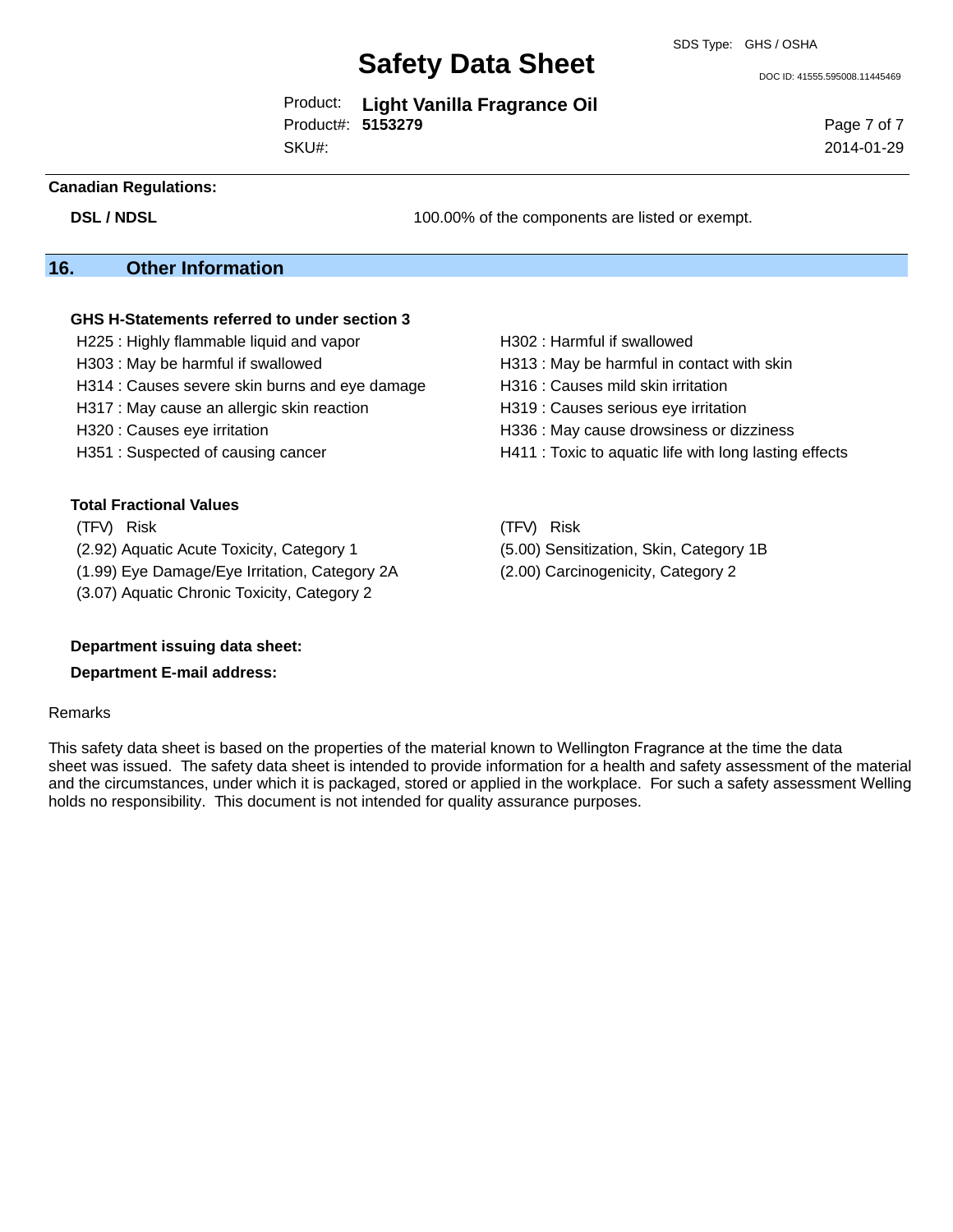**Canadian Regulations:**

**DSL / NDSL** 100.00% of the components are listed or exempt.

## 16. Other Information

**GHS H-Statements referred to under section 3**

H225 : Highly flammable liquid and vapor
H303 : May be harmful if swallowed
H314 : Causes severe skin burns and eye damage
H317 : May cause an allergic skin reaction
H320 : Causes eye irritation
H351 : Suspected of causing cancer
H302 : Harmful if swallowed
H313 : May be harmful in contact with skin
H316 : Causes mild skin irritation
H319 : Causes serious eye irritation
H336 : May cause drowsiness or dizziness
H411 : Toxic to aquatic life with long lasting effects

**Total Fractional Values**

(TFV) Risk
(2.92) Aquatic Acute Toxicity, Category 1
(1.99) Eye Damage/Eye Irritation, Category 2A
(3.07) Aquatic Chronic Toxicity, Category 2

(TFV) Risk
(5.00) Sensitization, Skin, Category 1B
(2.00) Carcinogenicity, Category 2

**Department issuing data sheet:**

**Department E-mail address:**

Remarks

This safety data sheet is based on the properties of the material known to Wellington Fragrance at the time the data sheet was issued. The safety data sheet is intended to provide information for a health and safety assessment of the material and the circumstances, under which it is packaged, stored or applied in the workplace. For such a safety assessment Welling holds no responsibility. This document is not intended for quality assurance purposes.